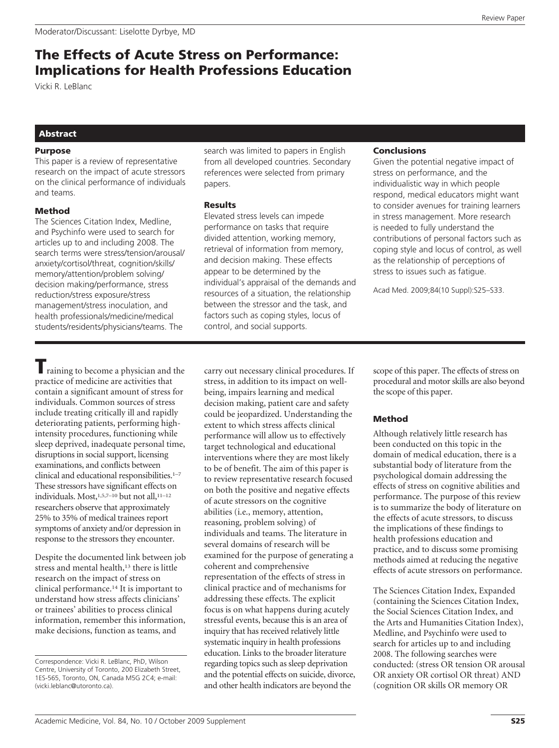Moderator/Discussant: Liselotte Dyrbye, MD

# The Effects of Acute Stress on Performance: Implications for Health Professions Education

Vicki R. LeBlanc

## Abstract

### Purpose

This paper is a review of representative research on the impact of acute stressors on the clinical performance of individuals and teams.

### Method

The Sciences Citation Index, Medline, and Psychinfo were used to search for articles up to and including 2008. The search terms were stress/tension/arousal/anxiety/cortisol/threat, cognition/skills/memory/attention/problem solving/decision making/performance, stress reduction/stress exposure/stress management/stress inoculation, and health professionals/medicine/medical students/residents/physicians/teams. The search was limited to papers in English from all developed countries. Secondary references were selected from primary papers.

### Results

Elevated stress levels can impede performance on tasks that require divided attention, working memory, retrieval of information from memory, and decision making. These effects appear to be determined by the individual's appraisal of the demands and resources of a situation, the relationship between the stressor and the task, and factors such as coping styles, locus of control, and social supports.

### Conclusions

Given the potential negative impact of stress on performance, and the individualistic way in which people respond, medical educators might want to consider avenues for training learners in stress management. More research is needed to fully understand the contributions of personal factors such as coping style and locus of control, as well as the relationship of perceptions of stress to issues such as fatigue.

Acad Med. 2009;84(10 Suppl):S25–S33.

---

Training to become a physician and the practice of medicine are activities that contain a significant amount of stress for individuals. Common sources of stress include treating critically ill and rapidly deteriorating patients, performing high-intensity procedures, functioning while sleep deprived, inadequate personal time, disruptions in social support, licensing examinations, and conflicts between clinical and educational responsibilities.[1–7] These stressors have significant effects on individuals. Most,[1,5,7–10] but not all,[11–12] researchers observe that approximately 25% to 35% of medical trainees report symptoms of anxiety and/or depression in response to the stressors they encounter.

Despite the documented link between job stress and mental health,[13] there is little research on the impact of stress on clinical performance.[14] It is important to understand how stress affects clinicians' or trainees' abilities to process clinical information, remember this information, make decisions, function as teams, and carry out necessary clinical procedures. If stress, in addition to its impact on well-being, impairs learning and medical decision making, patient care and safety could be jeopardized. Understanding the extent to which stress affects clinical performance will allow us to effectively target technological and educational interventions where they are most likely to be of benefit. The aim of this paper is to review representative research focused on both the positive and negative effects of acute stressors on the cognitive abilities (i.e., memory, attention, reasoning, problem solving) of individuals and teams. The literature in several domains of research will be examined for the purpose of generating a coherent and comprehensive representation of the effects of stress in clinical practice and of mechanisms for addressing these effects. The explicit focus is on what happens during acutely stressful events, because this is an area of inquiry that has received relatively little systematic inquiry in health professions education. Links to the broader literature regarding topics such as sleep deprivation and the potential effects on suicide, divorce, and other health indicators are beyond the scope of this paper. The effects of stress on procedural and motor skills are also beyond the scope of this paper.

## Method

Although relatively little research has been conducted on this topic in the domain of medical education, there is a substantial body of literature from the psychological domain addressing the effects of stress on cognitive abilities and performance. The purpose of this review is to summarize the body of literature on the effects of acute stressors, to discuss the implications of these findings to health professions education and practice, and to discuss some promising methods aimed at reducing the negative effects of acute stressors on performance.

The Sciences Citation Index, Expanded (containing the Sciences Citation Index, the Social Sciences Citation Index, and the Arts and Humanities Citation Index), Medline, and Psychinfo were used to search for articles up to and including 2008. The following searches were conducted: (stress OR tension OR arousal OR anxiety OR cortisol OR threat) AND (cognition OR skills OR memory OR

---

Correspondence: Vicki R. LeBlanc, PhD, Wilson Centre, University of Toronto, 200 Elizabeth Street, 1ES-565, Toronto, ON, Canada M5G 2C4; e-mail: (vicki.leblanc@utoronto.ca).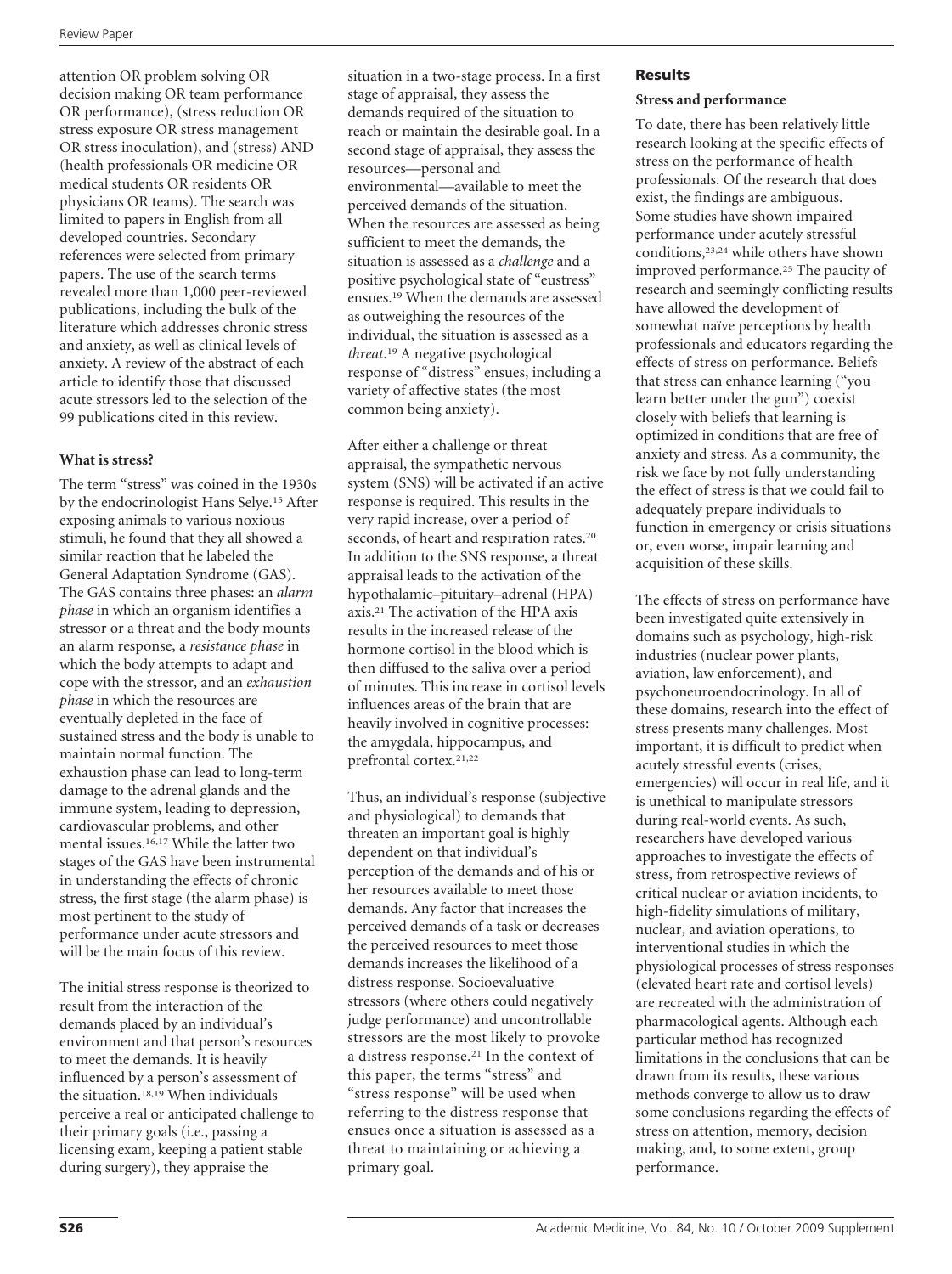attention OR problem solving OR decision making OR team performance OR performance), (stress reduction OR stress exposure OR stress management OR stress inoculation), and (stress) AND (health professionals OR medicine OR medical students OR residents OR physicians OR teams). The search was limited to papers in English from all developed countries. Secondary references were selected from primary papers. The use of the search terms revealed more than 1,000 peer-reviewed publications, including the bulk of the literature which addresses chronic stress and anxiety, as well as clinical levels of anxiety. A review of the abstract of each article to identify those that discussed acute stressors led to the selection of the 99 publications cited in this review.

### What is stress?

The term "stress" was coined in the 1930s by the endocrinologist Hans Selye.[15] After exposing animals to various noxious stimuli, he found that they all showed a similar reaction that he labeled the General Adaptation Syndrome (GAS). The GAS contains three phases: an *alarm phase* in which an organism identifies a stressor or a threat and the body mounts an alarm response, a *resistance phase* in which the body attempts to adapt and cope with the stressor, and an *exhaustion phase* in which the resources are eventually depleted in the face of sustained stress and the body is unable to maintain normal function. The exhaustion phase can lead to long-term damage to the adrenal glands and the immune system, leading to depression, cardiovascular problems, and other mental issues.[16,17] While the latter two stages of the GAS have been instrumental in understanding the effects of chronic stress, the first stage (the alarm phase) is most pertinent to the study of performance under acute stressors and will be the main focus of this review.

The initial stress response is theorized to result from the interaction of the demands placed by an individual's environment and that person's resources to meet the demands. It is heavily influenced by a person's assessment of the situation.[18,19] When individuals perceive a real or anticipated challenge to their primary goals (i.e., passing a licensing exam, keeping a patient stable during surgery), they appraise the situation in a two-stage process. In a first stage of appraisal, they assess the demands required of the situation to reach or maintain the desirable goal. In a second stage of appraisal, they assess the resources—personal and environmental—available to meet the perceived demands of the situation. When the resources are assessed as being sufficient to meet the demands, the situation is assessed as a *challenge* and a positive psychological state of "eustress" ensues.[19] When the demands are assessed as outweighing the resources of the individual, the situation is assessed as a *threat*.[19] A negative psychological response of "distress" ensues, including a variety of affective states (the most common being anxiety).

After either a challenge or threat appraisal, the sympathetic nervous system (SNS) will be activated if an active response is required. This results in the very rapid increase, over a period of seconds, of heart and respiration rates.[20] In addition to the SNS response, a threat appraisal leads to the activation of the hypothalamic–pituitary–adrenal (HPA) axis.[21] The activation of the HPA axis results in the increased release of the hormone cortisol in the blood which is then diffused to the saliva over a period of minutes. This increase in cortisol levels influences areas of the brain that are heavily involved in cognitive processes: the amygdala, hippocampus, and prefrontal cortex.[21,22]

Thus, an individual's response (subjective and physiological) to demands that threaten an important goal is highly dependent on that individual's perception of the demands and of his or her resources available to meet those demands. Any factor that increases the perceived demands of a task or decreases the perceived resources to meet those demands increases the likelihood of a distress response. Socioevaluative stressors (where others could negatively judge performance) and uncontrollable stressors are the most likely to provoke a distress response.[21] In the context of this paper, the terms "stress" and "stress response" will be used when referring to the distress response that ensues once a situation is assessed as a threat to maintaining or achieving a primary goal.

## Results

### Stress and performance

To date, there has been relatively little research looking at the specific effects of stress on the performance of health professionals. Of the research that does exist, the findings are ambiguous. Some studies have shown impaired performance under acutely stressful conditions,[23,24] while others have shown improved performance.[25] The paucity of research and seemingly conflicting results have allowed the development of somewhat naïve perceptions by health professionals and educators regarding the effects of stress on performance. Beliefs that stress can enhance learning ("you learn better under the gun") coexist closely with beliefs that learning is optimized in conditions that are free of anxiety and stress. As a community, the risk we face by not fully understanding the effect of stress is that we could fail to adequately prepare individuals to function in emergency or crisis situations or, even worse, impair learning and acquisition of these skills.

The effects of stress on performance have been investigated quite extensively in domains such as psychology, high-risk industries (nuclear power plants, aviation, law enforcement), and psychoneuroendocrinology. In all of these domains, research into the effect of stress presents many challenges. Most important, it is difficult to predict when acutely stressful events (crises, emergencies) will occur in real life, and it is unethical to manipulate stressors during real-world events. As such, researchers have developed various approaches to investigate the effects of stress, from retrospective reviews of critical nuclear or aviation incidents, to high-fidelity simulations of military, nuclear, and aviation operations, to interventional studies in which the physiological processes of stress responses (elevated heart rate and cortisol levels) are recreated with the administration of pharmacological agents. Although each particular method has recognized limitations in the conclusions that can be drawn from its results, these various methods converge to allow us to draw some conclusions regarding the effects of stress on attention, memory, decision making, and, to some extent, group performance.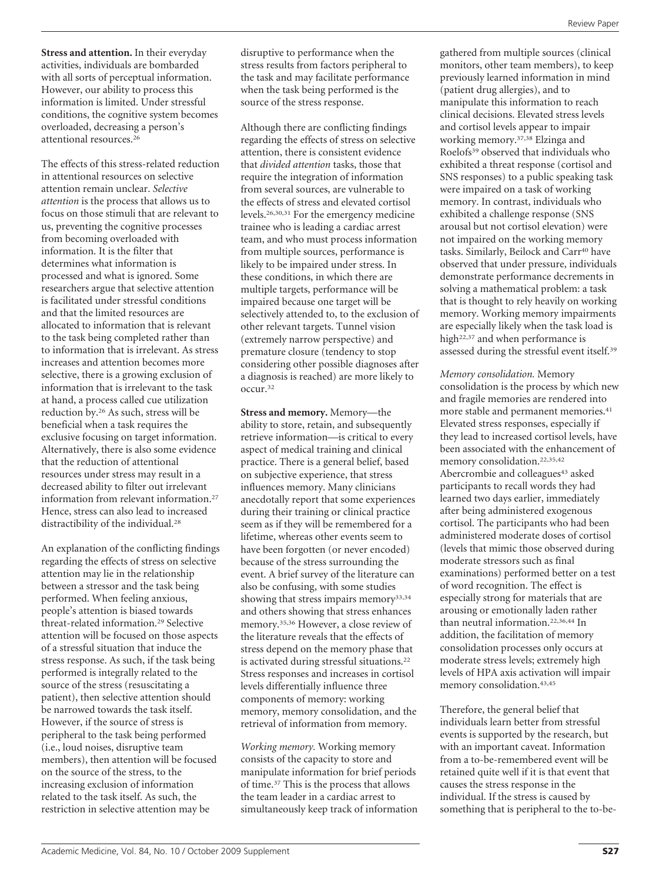**Stress and attention.** In their everyday activities, individuals are bombarded with all sorts of perceptual information. However, our ability to process this information is limited. Under stressful conditions, the cognitive system becomes overloaded, decreasing a person's attentional resources.[26]

The effects of this stress-related reduction in attentional resources on selective attention remain unclear. *Selective attention* is the process that allows us to focus on those stimuli that are relevant to us, preventing the cognitive processes from becoming overloaded with information. It is the filter that determines what information is processed and what is ignored. Some researchers argue that selective attention is facilitated under stressful conditions and that the limited resources are allocated to information that is relevant to the task being completed rather than to information that is irrelevant. As stress increases and attention becomes more selective, there is a growing exclusion of information that is irrelevant to the task at hand, a process called cue utilization reduction by.[26] As such, stress will be beneficial when a task requires the exclusive focusing on target information. Alternatively, there is also some evidence that the reduction of attentional resources under stress may result in a decreased ability to filter out irrelevant information from relevant information.[27] Hence, stress can also lead to increased distractibility of the individual.[28]

An explanation of the conflicting findings regarding the effects of stress on selective attention may lie in the relationship between a stressor and the task being performed. When feeling anxious, people's attention is biased towards threat-related information.[29] Selective attention will be focused on those aspects of a stressful situation that induce the stress response. As such, if the task being performed is integrally related to the source of the stress (resuscitating a patient), then selective attention should be narrowed towards the task itself. However, if the source of stress is peripheral to the task being performed (i.e., loud noises, disruptive team members), then attention will be focused on the source of the stress, to the increasing exclusion of information related to the task itself. As such, the restriction in selective attention may be disruptive to performance when the stress results from factors peripheral to the task and may facilitate performance when the task being performed is the source of the stress response.

Although there are conflicting findings regarding the effects of stress on selective attention, there is consistent evidence that *divided attention* tasks, those that require the integration of information from several sources, are vulnerable to the effects of stress and elevated cortisol levels.[26,30,31] For the emergency medicine trainee who is leading a cardiac arrest team, and who must process information from multiple sources, performance is likely to be impaired under stress. In these conditions, in which there are multiple targets, performance will be impaired because one target will be selectively attended to, to the exclusion of other relevant targets. Tunnel vision (extremely narrow perspective) and premature closure (tendency to stop considering other possible diagnoses after a diagnosis is reached) are more likely to occur.[32]

**Stress and memory.** Memory—the ability to store, retain, and subsequently retrieve information—is critical to every aspect of medical training and clinical practice. There is a general belief, based on subjective experience, that stress influences memory. Many clinicians anecdotally report that some experiences during their training or clinical practice seem as if they will be remembered for a lifetime, whereas other events seem to have been forgotten (or never encoded) because of the stress surrounding the event. A brief survey of the literature can also be confusing, with some studies showing that stress impairs memory[33,34] and others showing that stress enhances memory.[35,36] However, a close review of the literature reveals that the effects of stress depend on the memory phase that is activated during stressful situations.[22] Stress responses and increases in cortisol levels differentially influence three components of memory: working memory, memory consolidation, and the retrieval of information from memory.

*Working memory.* Working memory consists of the capacity to store and manipulate information for brief periods of time.[37] This is the process that allows the team leader in a cardiac arrest to simultaneously keep track of information gathered from multiple sources (clinical monitors, other team members), to keep previously learned information in mind (patient drug allergies), and to manipulate this information to reach clinical decisions. Elevated stress levels and cortisol levels appear to impair working memory.[37,38] Elzinga and Roelofs[39] observed that individuals who exhibited a threat response (cortisol and SNS responses) to a public speaking task were impaired on a task of working memory. In contrast, individuals who exhibited a challenge response (SNS arousal but not cortisol elevation) were not impaired on the working memory tasks. Similarly, Beilock and Carr[40] have observed that under pressure, individuals demonstrate performance decrements in solving a mathematical problem: a task that is thought to rely heavily on working memory. Working memory impairments are especially likely when the task load is high[22,37] and when performance is assessed during the stressful event itself.[39]

*Memory consolidation.* Memory consolidation is the process by which new and fragile memories are rendered into more stable and permanent memories.[41] Elevated stress responses, especially if they lead to increased cortisol levels, have been associated with the enhancement of memory consolidation.[22,35,42] Abercrombie and colleagues[43] asked participants to recall words they had learned two days earlier, immediately after being administered exogenous cortisol. The participants who had been administered moderate doses of cortisol (levels that mimic those observed during moderate stressors such as final examinations) performed better on a test of word recognition. The effect is especially strong for materials that are arousing or emotionally laden rather than neutral information.[22,36,44] In addition, the facilitation of memory consolidation processes only occurs at moderate stress levels; extremely high levels of HPA axis activation will impair memory consolidation.[43,45]

Therefore, the general belief that individuals learn better from stressful events is supported by the research, but with an important caveat. Information from a to-be-remembered event will be retained quite well if it is that event that causes the stress response in the individual. If the stress is caused by something that is peripheral to the to-be-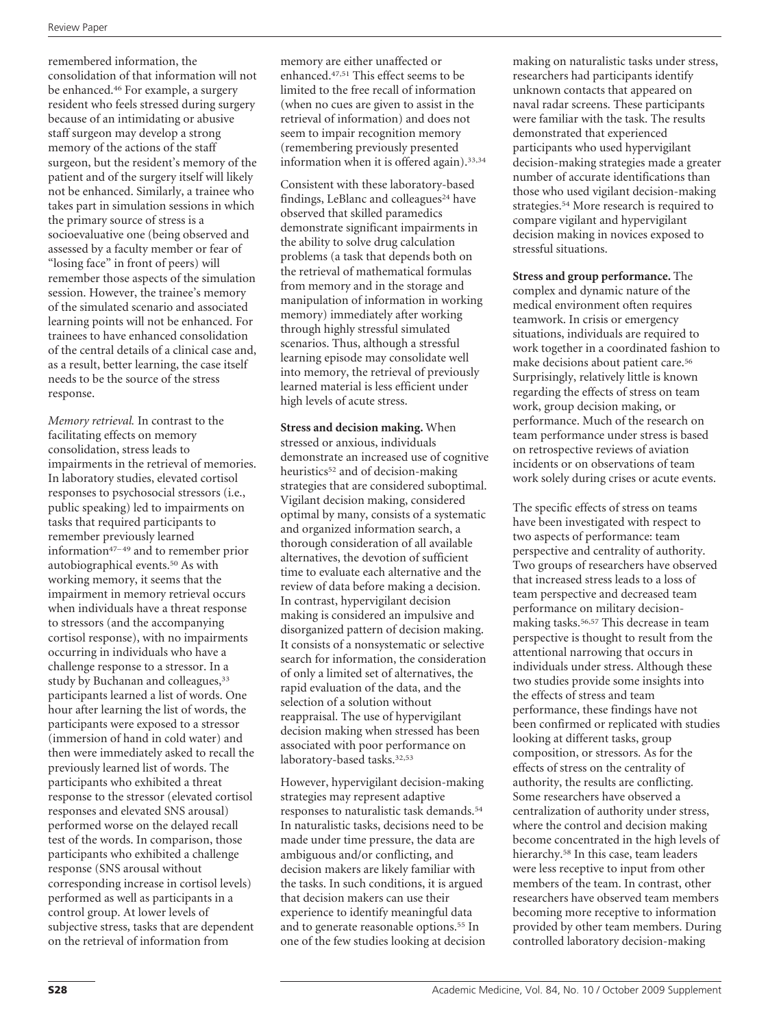remembered information, the consolidation of that information will not be enhanced.[46] For example, a surgery resident who feels stressed during surgery because of an intimidating or abusive staff surgeon may develop a strong memory of the actions of the staff surgeon, but the resident's memory of the patient and of the surgery itself will likely not be enhanced. Similarly, a trainee who takes part in simulation sessions in which the primary source of stress is a socioevaluative one (being observed and assessed by a faculty member or fear of "losing face" in front of peers) will remember those aspects of the simulation session. However, the trainee's memory of the simulated scenario and associated learning points will not be enhanced. For trainees to have enhanced consolidation of the central details of a clinical case and, as a result, better learning, the case itself needs to be the source of the stress response.

*Memory retrieval.* In contrast to the facilitating effects on memory consolidation, stress leads to impairments in the retrieval of memories. In laboratory studies, elevated cortisol responses to psychosocial stressors (i.e., public speaking) led to impairments on tasks that required participants to remember previously learned information[47–49] and to remember prior autobiographical events.[50] As with working memory, it seems that the impairment in memory retrieval occurs when individuals have a threat response to stressors (and the accompanying cortisol response), with no impairments occurring in individuals who have a challenge response to a stressor. In a study by Buchanan and colleagues,[33] participants learned a list of words. One hour after learning the list of words, the participants were exposed to a stressor (immersion of hand in cold water) and then were immediately asked to recall the previously learned list of words. The participants who exhibited a threat response to the stressor (elevated cortisol responses and elevated SNS arousal) performed worse on the delayed recall test of the words. In comparison, those participants who exhibited a challenge response (SNS arousal without corresponding increase in cortisol levels) performed as well as participants in a control group. At lower levels of subjective stress, tasks that are dependent on the retrieval of information from memory are either unaffected or enhanced.[47,51] This effect seems to be limited to the free recall of information (when no cues are given to assist in the retrieval of information) and does not seem to impair recognition memory (remembering previously presented information when it is offered again).[33,34]

Consistent with these laboratory-based findings, LeBlanc and colleagues[24] have observed that skilled paramedics demonstrate significant impairments in the ability to solve drug calculation problems (a task that depends both on the retrieval of mathematical formulas from memory and in the storage and manipulation of information in working memory) immediately after working through highly stressful simulated scenarios. Thus, although a stressful learning episode may consolidate well into memory, the retrieval of previously learned material is less efficient under high levels of acute stress.

**Stress and decision making.** When stressed or anxious, individuals demonstrate an increased use of cognitive heuristics[52] and of decision-making strategies that are considered suboptimal. Vigilant decision making, considered optimal by many, consists of a systematic and organized information search, a thorough consideration of all available alternatives, the devotion of sufficient time to evaluate each alternative and the review of data before making a decision. In contrast, hypervigilant decision making is considered an impulsive and disorganized pattern of decision making. It consists of a nonsystematic or selective search for information, the consideration of only a limited set of alternatives, the rapid evaluation of the data, and the selection of a solution without reappraisal. The use of hypervigilant decision making when stressed has been associated with poor performance on laboratory-based tasks.[32,53]

However, hypervigilant decision-making strategies may represent adaptive responses to naturalistic task demands.[54] In naturalistic tasks, decisions need to be made under time pressure, the data are ambiguous and/or conflicting, and decision makers are likely familiar with the tasks. In such conditions, it is argued that decision makers can use their experience to identify meaningful data and to generate reasonable options.[55] In one of the few studies looking at decision making on naturalistic tasks under stress, researchers had participants identify unknown contacts that appeared on naval radar screens. These participants were familiar with the task. The results demonstrated that experienced participants who used hypervigilant decision-making strategies made a greater number of accurate identifications than those who used vigilant decision-making strategies.[54] More research is required to compare vigilant and hypervigilant decision making in novices exposed to stressful situations.

**Stress and group performance.** The complex and dynamic nature of the medical environment often requires teamwork. In crisis or emergency situations, individuals are required to work together in a coordinated fashion to make decisions about patient care.[56] Surprisingly, relatively little is known regarding the effects of stress on team work, group decision making, or performance. Much of the research on team performance under stress is based on retrospective reviews of aviation incidents or on observations of team work solely during crises or acute events.

The specific effects of stress on teams have been investigated with respect to two aspects of performance: team perspective and centrality of authority. Two groups of researchers have observed that increased stress leads to a loss of team perspective and decreased team performance on military decision-making tasks.[56,57] This decrease in team perspective is thought to result from the attentional narrowing that occurs in individuals under stress. Although these two studies provide some insights into the effects of stress and team performance, these findings have not been confirmed or replicated with studies looking at different tasks, group composition, or stressors. As for the effects of stress on the centrality of authority, the results are conflicting. Some researchers have observed a centralization of authority under stress, where the control and decision making become concentrated in the high levels of hierarchy.[58] In this case, team leaders were less receptive to input from other members of the team. In contrast, other researchers have observed team members becoming more receptive to information provided by other team members. During controlled laboratory decision-making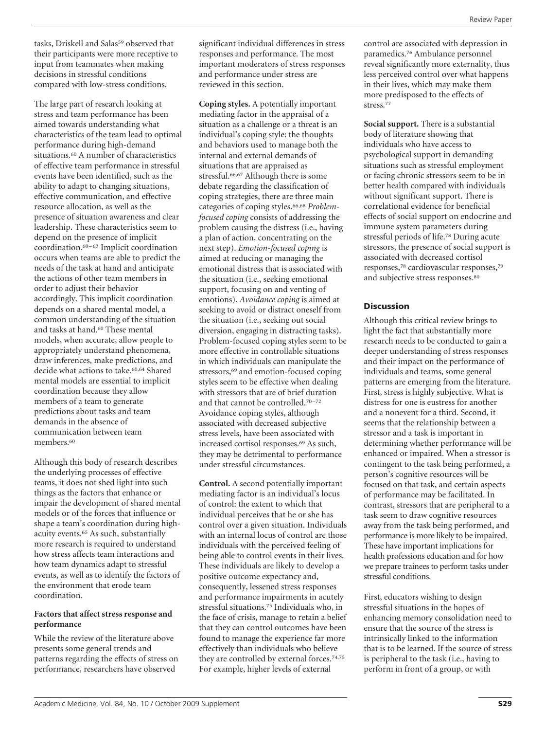tasks, Driskell and Salas[59] observed that their participants were more receptive to input from teammates when making decisions in stressful conditions compared with low-stress conditions.

The large part of research looking at stress and team performance has been aimed towards understanding what characteristics of the team lead to optimal performance during high-demand situations.[60] A number of characteristics of effective team performance in stressful events have been identified, such as the ability to adapt to changing situations, effective communication, and effective resource allocation, as well as the presence of situation awareness and clear leadership. These characteristics seem to depend on the presence of implicit coordination.[60–63] Implicit coordination occurs when teams are able to predict the needs of the task at hand and anticipate the actions of other team members in order to adjust their behavior accordingly. This implicit coordination depends on a shared mental model, a common understanding of the situation and tasks at hand.[60] These mental models, when accurate, allow people to appropriately understand phenomena, draw inferences, make predictions, and decide what actions to take.[60,64] Shared mental models are essential to implicit coordination because they allow members of a team to generate predictions about tasks and team demands in the absence of communication between team members.[60]

Although this body of research describes the underlying processes of effective teams, it does not shed light into such things as the factors that enhance or impair the development of shared mental models or of the forces that influence or shape a team's coordination during high-acuity events.[65] As such, substantially more research is required to understand how stress affects team interactions and how team dynamics adapt to stressful events, as well as to identify the factors of the environment that erode team coordination.

### Factors that affect stress response and performance

While the review of the literature above presents some general trends and patterns regarding the effects of stress on performance, researchers have observed significant individual differences in stress responses and performance. The most important moderators of stress responses and performance under stress are reviewed in this section.

**Coping styles.** A potentially important mediating factor in the appraisal of a situation as a challenge or a threat is an individual's coping style: the thoughts and behaviors used to manage both the internal and external demands of situations that are appraised as stressful.[66,67] Although there is some debate regarding the classification of coping strategies, there are three main categories of coping styles.[66,68] *Problem-focused coping* consists of addressing the problem causing the distress (i.e., having a plan of action, concentrating on the next step). *Emotion-focused coping* is aimed at reducing or managing the emotional distress that is associated with the situation (i.e., seeking emotional support, focusing on and venting of emotions). *Avoidance coping* is aimed at seeking to avoid or distract oneself from the situation (i.e., seeking out social diversion, engaging in distracting tasks). Problem-focused coping styles seem to be more effective in controllable situations in which individuals can manipulate the stressors,[69] and emotion-focused coping styles seem to be effective when dealing with stressors that are of brief duration and that cannot be controlled.[70–72] Avoidance coping styles, although associated with decreased subjective stress levels, have been associated with increased cortisol responses.[69] As such, they may be detrimental to performance under stressful circumstances.

**Control.** A second potentially important mediating factor is an individual's locus of control: the extent to which that individual perceives that he or she has control over a given situation. Individuals with an internal locus of control are those individuals with the perceived feeling of being able to control events in their lives. These individuals are likely to develop a positive outcome expectancy and, consequently, lessened stress responses and performance impairments in acutely stressful situations.[73] Individuals who, in the face of crisis, manage to retain a belief that they can control outcomes have been found to manage the experience far more effectively than individuals who believe they are controlled by external forces.[74,75] For example, higher levels of external control are associated with depression in paramedics.[76] Ambulance personnel reveal significantly more externality, thus less perceived control over what happens in their lives, which may make them more predisposed to the effects of stress.[77]

**Social support.** There is a substantial body of literature showing that individuals who have access to psychological support in demanding situations such as stressful employment or facing chronic stressors seem to be in better health compared with individuals without significant support. There is correlational evidence for beneficial effects of social support on endocrine and immune system parameters during stressful periods of life.[78] During acute stressors, the presence of social support is associated with decreased cortisol responses,[78] cardiovascular responses,[79] and subjective stress responses.[80]

## Discussion

Although this critical review brings to light the fact that substantially more research needs to be conducted to gain a deeper understanding of stress responses and their impact on the performance of individuals and teams, some general patterns are emerging from the literature. First, stress is highly subjective. What is distress for one is eustress for another and a nonevent for a third. Second, it seems that the relationship between a stressor and a task is important in determining whether performance will be enhanced or impaired. When a stressor is contingent to the task being performed, a person's cognitive resources will be focused on that task, and certain aspects of performance may be facilitated. In contrast, stressors that are peripheral to a task seem to draw cognitive resources away from the task being performed, and performance is more likely to be impaired. These have important implications for health professions education and for how we prepare trainees to perform tasks under stressful conditions.

First, educators wishing to design stressful situations in the hopes of enhancing memory consolidation need to ensure that the source of the stress is intrinsically linked to the information that is to be learned. If the source of stress is peripheral to the task (i.e., having to perform in front of a group, or with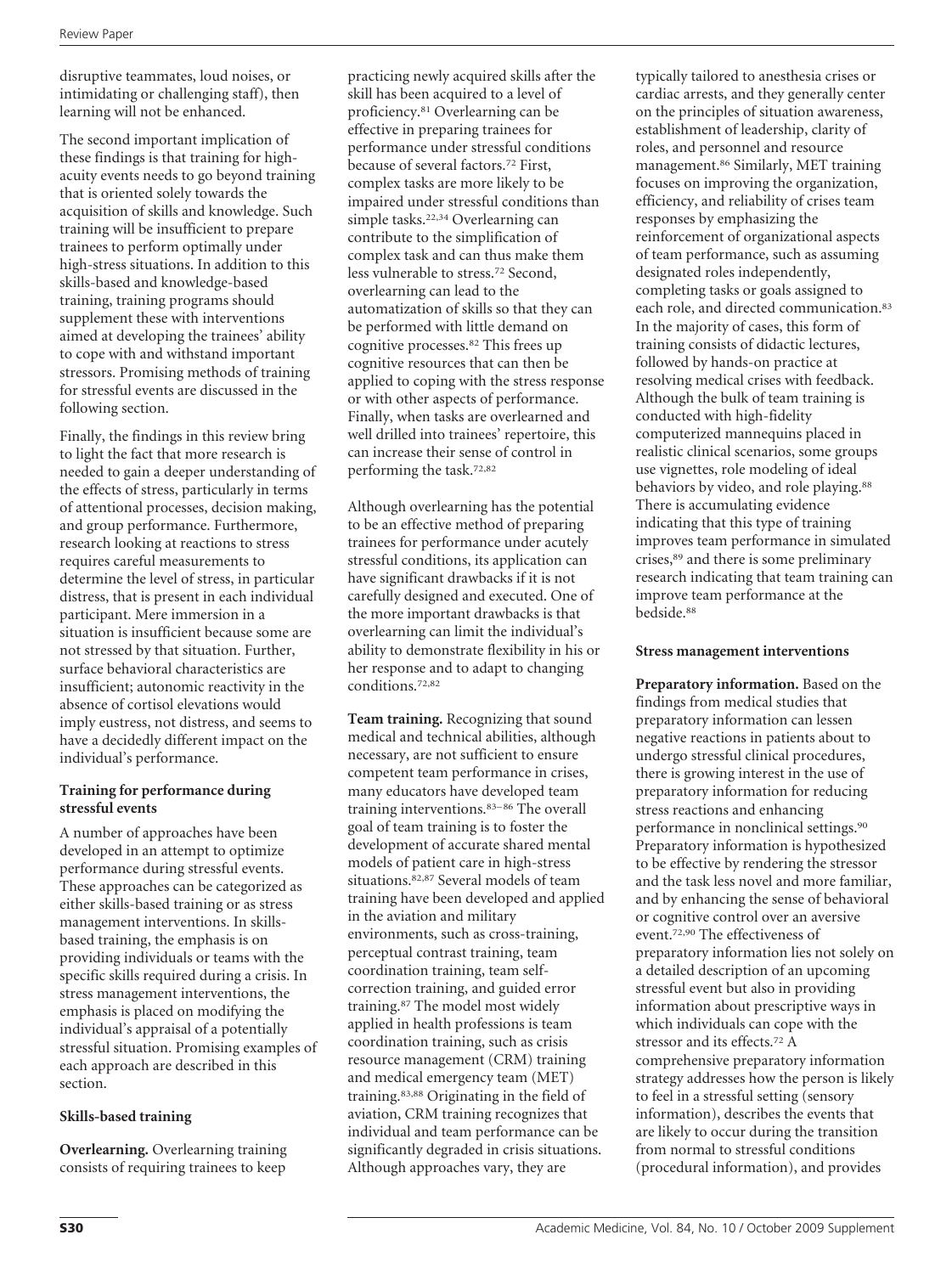disruptive teammates, loud noises, or intimidating or challenging staff), then learning will not be enhanced.

The second important implication of these findings is that training for high-acuity events needs to go beyond training that is oriented solely towards the acquisition of skills and knowledge. Such training will be insufficient to prepare trainees to perform optimally under high-stress situations. In addition to this skills-based and knowledge-based training, training programs should supplement these with interventions aimed at developing the trainees' ability to cope with and withstand important stressors. Promising methods of training for stressful events are discussed in the following section.

Finally, the findings in this review bring to light the fact that more research is needed to gain a deeper understanding of the effects of stress, particularly in terms of attentional processes, decision making, and group performance. Furthermore, research looking at reactions to stress requires careful measurements to determine the level of stress, in particular distress, that is present in each individual participant. Mere immersion in a situation is insufficient because some are not stressed by that situation. Further, surface behavioral characteristics are insufficient; autonomic reactivity in the absence of cortisol elevations would imply eustress, not distress, and seems to have a decidedly different impact on the individual's performance.

### Training for performance during stressful events

A number of approaches have been developed in an attempt to optimize performance during stressful events. These approaches can be categorized as either skills-based training or as stress management interventions. In skills-based training, the emphasis is on providing individuals or teams with the specific skills required during a crisis. In stress management interventions, the emphasis is placed on modifying the individual's appraisal of a potentially stressful situation. Promising examples of each approach are described in this section.

### Skills-based training

**Overlearning.** Overlearning training consists of requiring trainees to keep practicing newly acquired skills after the skill has been acquired to a level of proficiency.[81] Overlearning can be effective in preparing trainees for performance under stressful conditions because of several factors.[72] First, complex tasks are more likely to be impaired under stressful conditions than simple tasks.[22,34] Overlearning can contribute to the simplification of complex task and can thus make them less vulnerable to stress.[72] Second, overlearning can lead to the automatization of skills so that they can be performed with little demand on cognitive processes.[82] This frees up cognitive resources that can then be applied to coping with the stress response or with other aspects of performance. Finally, when tasks are overlearned and well drilled into trainees' repertoire, this can increase their sense of control in performing the task.[72,82]

Although overlearning has the potential to be an effective method of preparing trainees for performance under acutely stressful conditions, its application can have significant drawbacks if it is not carefully designed and executed. One of the more important drawbacks is that overlearning can limit the individual's ability to demonstrate flexibility in his or her response and to adapt to changing conditions.[72,82]

**Team training.** Recognizing that sound medical and technical abilities, although necessary, are not sufficient to ensure competent team performance in crises, many educators have developed team training interventions.[83–86] The overall goal of team training is to foster the development of accurate shared mental models of patient care in high-stress situations.[82,87] Several models of team training have been developed and applied in the aviation and military environments, such as cross-training, perceptual contrast training, team coordination training, team self-correction training, and guided error training.[87] The model most widely applied in health professions is team coordination training, such as crisis resource management (CRM) training and medical emergency team (MET) training.[83,88] Originating in the field of aviation, CRM training recognizes that individual and team performance can be significantly degraded in crisis situations. Although approaches vary, they are typically tailored to anesthesia crises or cardiac arrests, and they generally center on the principles of situation awareness, establishment of leadership, clarity of roles, and personnel and resource management.[86] Similarly, MET training focuses on improving the organization, efficiency, and reliability of crises team responses by emphasizing the reinforcement of organizational aspects of team performance, such as assuming designated roles independently, completing tasks or goals assigned to each role, and directed communication.[83] In the majority of cases, this form of training consists of didactic lectures, followed by hands-on practice at resolving medical crises with feedback. Although the bulk of team training is conducted with high-fidelity computerized mannequins placed in realistic clinical scenarios, some groups use vignettes, role modeling of ideal behaviors by video, and role playing.[88] There is accumulating evidence indicating that this type of training improves team performance in simulated crises,[89] and there is some preliminary research indicating that team training can improve team performance at the bedside.[88]

### Stress management interventions

**Preparatory information.** Based on the findings from medical studies that preparatory information can lessen negative reactions in patients about to undergo stressful clinical procedures, there is growing interest in the use of preparatory information for reducing stress reactions and enhancing performance in nonclinical settings.[90] Preparatory information is hypothesized to be effective by rendering the stressor and the task less novel and more familiar, and by enhancing the sense of behavioral or cognitive control over an aversive event.[72,90] The effectiveness of preparatory information lies not solely on a detailed description of an upcoming stressful event but also in providing information about prescriptive ways in which individuals can cope with the stressor and its effects.[72] A comprehensive preparatory information strategy addresses how the person is likely to feel in a stressful setting (sensory information), describes the events that are likely to occur during the transition from normal to stressful conditions (procedural information), and provides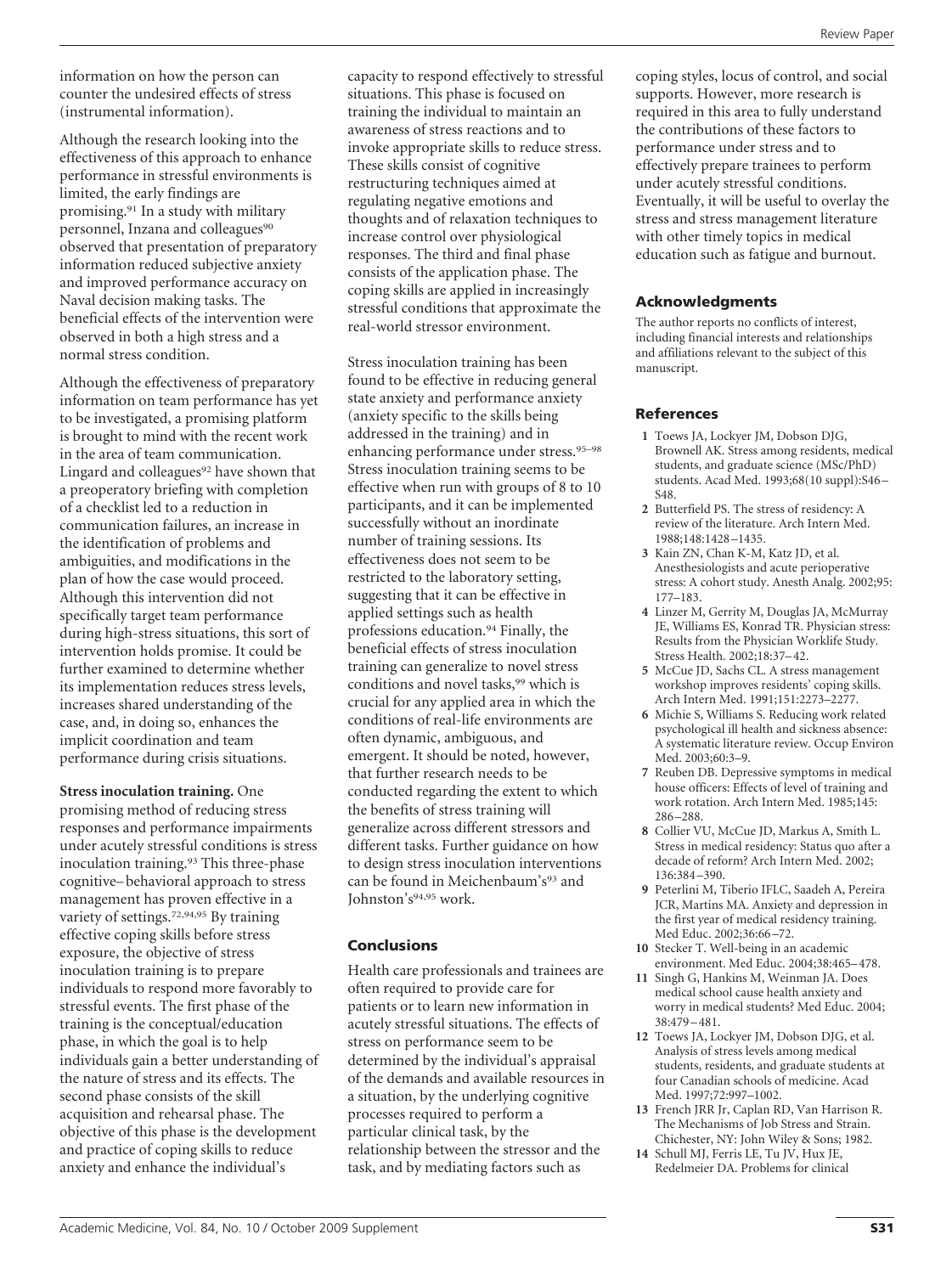information on how the person can counter the undesired effects of stress (instrumental information).

Although the research looking into the effectiveness of this approach to enhance performance in stressful environments is limited, the early findings are promising.[91] In a study with military personnel, Inzana and colleagues[90] observed that presentation of preparatory information reduced subjective anxiety and improved performance accuracy on Naval decision making tasks. The beneficial effects of the intervention were observed in both a high stress and a normal stress condition.

Although the effectiveness of preparatory information on team performance has yet to be investigated, a promising platform is brought to mind with the recent work in the area of team communication. Lingard and colleagues[92] have shown that a preoperatory briefing with completion of a checklist led to a reduction in communication failures, an increase in the identification of problems and ambiguities, and modifications in the plan of how the case would proceed. Although this intervention did not specifically target team performance during high-stress situations, this sort of intervention holds promise. It could be further examined to determine whether its implementation reduces stress levels, increases shared understanding of the case, and, in doing so, enhances the implicit coordination and team performance during crisis situations.

**Stress inoculation training.** One promising method of reducing stress responses and performance impairments under acutely stressful conditions is stress inoculation training.[93] This three-phase cognitive–behavioral approach to stress management has proven effective in a variety of settings.[72,94,95] By training effective coping skills before stress exposure, the objective of stress inoculation training is to prepare individuals to respond more favorably to stressful events. The first phase of the training is the conceptual/education phase, in which the goal is to help individuals gain a better understanding of the nature of stress and its effects. The second phase consists of the skill acquisition and rehearsal phase. The objective of this phase is the development and practice of coping skills to reduce anxiety and enhance the individual's capacity to respond effectively to stressful situations. This phase is focused on training the individual to maintain an awareness of stress reactions and to invoke appropriate skills to reduce stress. These skills consist of cognitive restructuring techniques aimed at regulating negative emotions and thoughts and of relaxation techniques to increase control over physiological responses. The third and final phase consists of the application phase. The coping skills are applied in increasingly stressful conditions that approximate the real-world stressor environment.

Stress inoculation training has been found to be effective in reducing general state anxiety and performance anxiety (anxiety specific to the skills being addressed in the training) and in enhancing performance under stress.[95–98] Stress inoculation training seems to be effective when run with groups of 8 to 10 participants, and it can be implemented successfully without an inordinate number of training sessions. Its effectiveness does not seem to be restricted to the laboratory setting, suggesting that it can be effective in applied settings such as health professions education.[94] Finally, the beneficial effects of stress inoculation training can generalize to novel stress conditions and novel tasks,[99] which is crucial for any applied area in which the conditions of real-life environments are often dynamic, ambiguous, and emergent. It should be noted, however, that further research needs to be conducted regarding the extent to which the benefits of stress training will generalize across different stressors and different tasks. Further guidance on how to design stress inoculation interventions can be found in Meichenbaum's[93] and Johnston's[94,95] work.

## Conclusions

Health care professionals and trainees are often required to provide care for patients or to learn new information in acutely stressful situations. The effects of stress on performance seem to be determined by the individual's appraisal of the demands and available resources in a situation, by the underlying cognitive processes required to perform a particular clinical task, by the relationship between the stressor and the task, and by mediating factors such as coping styles, locus of control, and social supports. However, more research is required in this area to fully understand the contributions of these factors to performance under stress and to effectively prepare trainees to perform under acutely stressful conditions. Eventually, it will be useful to overlay the stress and stress management literature with other timely topics in medical education such as fatigue and burnout.

## Acknowledgments

The author reports no conflicts of interest, including financial interests and relationships and affiliations relevant to the subject of this manuscript.

## References

1. Toews JA, Lockyer JM, Dobson DJG, Brownell AK. Stress among residents, medical students, and graduate science (MSc/PhD) students. Acad Med. 1993;68(10 suppl):S46–S48.
2. Butterfield PS. The stress of residency: A review of the literature. Arch Intern Med. 1988;148:1428–1435.
3. Kain ZN, Chan K-M, Katz JD, et al. Anesthesiologists and acute perioperative stress: A cohort study. Anesth Analg. 2002;95:177–183.
4. Linzer M, Gerrity M, Douglas JA, McMurray JE, Williams ES, Konrad TR. Physician stress: Results from the Physician Worklife Study. Stress Health. 2002;18:37–42.
5. McCue JD, Sachs CL. A stress management workshop improves residents' coping skills. Arch Intern Med. 1991;151:2273–2277.
6. Michie S, Williams S. Reducing work related psychological ill health and sickness absence: A systematic literature review. Occup Environ Med. 2003;60:3–9.
7. Reuben DB. Depressive symptoms in medical house officers: Effects of level of training and work rotation. Arch Intern Med. 1985;145:286–288.
8. Collier VU, McCue JD, Markus A, Smith L. Stress in medical residency: Status quo after a decade of reform? Arch Intern Med. 2002;136:384–390.
9. Peterlini M, Tiberio IFLC, Saadeh A, Pereira JCR, Martins MA. Anxiety and depression in the first year of medical residency training. Med Educ. 2002;36:66–72.
10. Stecker T. Well-being in an academic environment. Med Educ. 2004;38:465–478.
11. Singh G, Hankins M, Weinman JA. Does medical school cause health anxiety and worry in medical students? Med Educ. 2004;38:479–481.
12. Toews JA, Lockyer JM, Dobson DJG, et al. Analysis of stress levels among medical students, residents, and graduate students at four Canadian schools of medicine. Acad Med. 1997;72:997–1002.
13. French JRR Jr, Caplan RD, Van Harrison R. The Mechanisms of Job Stress and Strain. Chichester, NY: John Wiley & Sons; 1982.
14. Schull MJ, Ferris LE, Tu JV, Hux JE, Redelmeier DA. Problems for clinical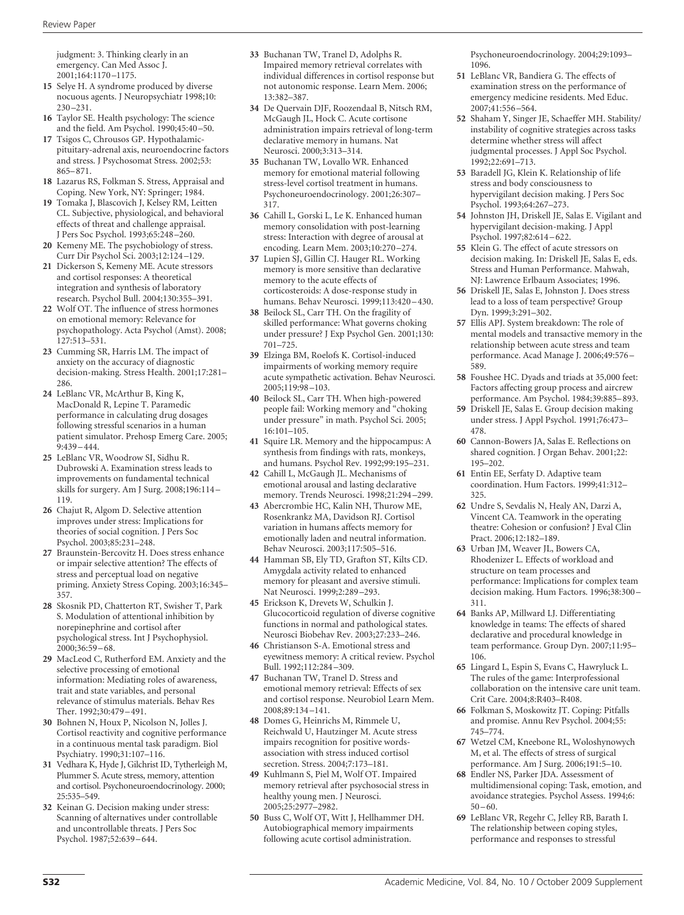judgment: 3. Thinking clearly in an emergency. Can Med Assoc J. 2001;164:1170–1175.

15 Selye H. A syndrome produced by diverse nocuous agents. J Neuropsychiatr 1998;10: 230–231.

16 Taylor SE. Health psychology: The science and the field. Am Psychol. 1990;45:40–50.

17 Tsigos C, Chrousos GP. Hypothalamic-pituitary-adrenal axis, neuroendocrine factors and stress. J Psychosomat Stress. 2002;53: 865–871.

18 Lazarus RS, Folkman S. Stress, Appraisal and Coping. New York, NY: Springer; 1984.

19 Tomaka J, Blascovich J, Kelsey RM, Leitten CL. Subjective, physiological, and behavioral effects of threat and challenge appraisal. J Pers Soc Psychol. 1993;65:248–260.

20 Kemeny ME. The psychobiology of stress. Curr Dir Psychol Sci. 2003;12:124–129.

21 Dickerson S, Kemeny ME. Acute stressors and cortisol responses: A theoretical integration and synthesis of laboratory research. Psychol Bull. 2004;130:355–391.

22 Wolf OT. The influence of stress hormones on emotional memory: Relevance for psychopathology. Acta Psychol (Amst). 2008; 127:513–531.

23 Cumming SR, Harris LM. The impact of anxiety on the accuracy of diagnostic decision-making. Stress Health. 2001;17:281–286.

24 LeBlanc VR, McArthur B, King K, MacDonald R, Lepine T. Paramedic performance in calculating drug dosages following stressful scenarios in a human patient simulator. Prehosp Emerg Care. 2005; 9:439–444.

25 LeBlanc VR, Woodrow SI, Sidhu R. Dubrowski A. Examination stress leads to improvements on fundamental technical skills for surgery. Am J Surg. 2008;196:114–119.

26 Chajut R, Algom D. Selective attention improves under stress: Implications for theories of social cognition. J Pers Soc Psychol. 2003;85:231–248.

27 Braunstein-Bercovitz H. Does stress enhance or impair selective attention? The effects of stress and perceptual load on negative priming. Anxiety Stress Coping. 2003;16:345–357.

28 Skosnik PD, Chatterton RT, Swisher T, Park S. Modulation of attentional inhibition by norepinephrine and cortisol after psychological stress. Int J Psychophysiol. 2000;36:59–68.

29 MacLeod C, Rutherford EM. Anxiety and the selective processing of emotional information: Mediating roles of awareness, trait and state variables, and personal relevance of stimulus materials. Behav Res Ther. 1992;30:479–491.

30 Bohnen N, Houx P, Nicolson N, Jolles J. Cortisol reactivity and cognitive performance in a continuous mental task paradigm. Biol Psychiatry. 1990;31:107–116.

31 Vedhara K, Hyde J, Gilchrist ID, Tytherleigh M, Plummer S. Acute stress, memory, attention and cortisol. Psychoneuroendocrinology. 2000; 25:535–549.

32 Keinan G. Decision making under stress: Scanning of alternatives under controllable and uncontrollable threats. J Pers Soc Psychol. 1987;52:639–644.

33 Buchanan TW, Tranel D, Adolphs R. Impaired memory retrieval correlates with individual differences in cortisol response but not autonomic response. Learn Mem. 2006; 13:382–387.

34 De Quervain DJF, Roozendaal B, Nitsch RM, McGaugh JL, Hock C. Acute cortisone administration impairs retrieval of long-term declarative memory in humans. Nat Neurosci. 2000;3:313–314.

35 Buchanan TW, Lovallo WR. Enhanced memory for emotional material following stress-level cortisol treatment in humans. Psychoneuroendocrinology. 2001;26:307–317.

36 Cahill L, Gorski L, Le K. Enhanced human memory consolidation with post-learning stress: Interaction with degree of arousal at encoding. Learn Mem. 2003;10:270–274.

37 Lupien SJ, Gillin CJ. Hauger RL. Working memory is more sensitive than declarative memory to the acute effects of corticosteroids: A dose-response study in humans. Behav Neurosci. 1999;113:420–430.

38 Beilock SL, Carr TH. On the fragility of skilled performance: What governs choking under pressure? J Exp Psychol Gen. 2001;130: 701–725.

39 Elzinga BM, Roelofs K. Cortisol-induced impairments of working memory require acute sympathetic activation. Behav Neurosci. 2005;119:98–103.

40 Beilock SL, Carr TH. When high-powered people fail: Working memory and "choking under pressure" in math. Psychol Sci. 2005; 16:101–105.

41 Squire LR. Memory and the hippocampus: A synthesis from findings with rats, monkeys, and humans. Psychol Rev. 1992;99:195–231.

42 Cahill L, McGaugh JL. Mechanisms of emotional arousal and lasting declarative memory. Trends Neurosci. 1998;21:294–299.

43 Abercrombie HC, Kalin NH, Thurow ME, Rosenkrankz MA, Davidson RJ. Cortisol variation in humans affects memory for emotionally laden and neutral information. Behav Neurosci. 2003;117:505–516.

44 Hamman SB, Ely TD, Grafton ST, Kilts CD. Amygdala activity related to enhanced memory for pleasant and aversive stimuli. Nat Neurosci. 1999;2:289–293.

45 Erickson K, Drevets W, Schulkin J. Glucocorticoid regulation of diverse cognitive functions in normal and pathological states. Neurosci Biobehav Rev. 2003;27:233–246.

46 Christianson S-A. Emotional stress and eyewitness memory: A critical review. Psychol Bull. 1992;112:284–309.

47 Buchanan TW, Tranel D. Stress and emotional memory retrieval: Effects of sex and cortisol response. Neurobiol Learn Mem. 2008;89:134–141.

48 Domes G, Heinrichs M, Rimmele U, Reichwald U, Hautzinger M. Acute stress impairs recognition for positive words-association with stress induced cortisol secretion. Stress. 2004;7:173–181.

49 Kuhlmann S, Piel M, Wolf OT. Impaired memory retrieval after psychosocial stress in healthy young men. J Neurosci. 2005;25:2977–2982.

50 Buss C, Wolf OT, Witt J, Hellhammer DH. Autobiographical memory impairments following acute cortisol administration. Psychoneuroendocrinology. 2004;29:1093–1096.

51 LeBlanc VR, Bandiera G. The effects of examination stress on the performance of emergency medicine residents. Med Educ. 2007;41:556–564.

52 Shaham Y, Singer JE, Schaeffer MH. Stability/instability of cognitive strategies across tasks determine whether stress will affect judgmental processes. J Appl Soc Psychol. 1992;22:691–713.

53 Baradell JG, Klein K. Relationship of life stress and body consciousness to hypervigilant decision making. J Pers Soc Psychol. 1993;64:267–273.

54 Johnston JH, Driskell JE, Salas E. Vigilant and hypervigilant decision-making. J Appl Psychol. 1997;82:614–622.

55 Klein G. The effect of acute stressors on decision making. In: Driskell JE, Salas E, eds. Stress and Human Performance. Mahwah, NJ: Lawrence Erlbaum Associates; 1996.

56 Driskell JE, Salas E, Johnston J. Does stress lead to a loss of team perspective? Group Dyn. 1999;3:291–302.

57 Ellis APJ. System breakdown: The role of mental models and transactive memory in the relationship between acute stress and team performance. Acad Manage J. 2006;49:576–589.

58 Foushee HC. Dyads and triads at 35,000 feet: Factors affecting group process and aircrew performance. Am Psychol. 1984;39:885–893.

59 Driskell JE, Salas E. Group decision making under stress. J Appl Psychol. 1991;76:473–478.

60 Cannon-Bowers JA, Salas E. Reflections on shared cognition. J Organ Behav. 2001;22: 195–202.

61 Entin EE, Serfaty D. Adaptive team coordination. Hum Factors. 1999;41:312–325.

62 Undre S, Sevdalis N, Healy AN, Darzi A, Vincent CA. Teamwork in the operating theatre: Cohesion or confusion? J Eval Clin Pract. 2006;12:182–189.

63 Urban JM, Weaver JL, Bowers CA, Rhodenizer L. Effects of workload and structure on team processes and performance: Implications for complex team decision making. Hum Factors. 1996;38:300–311.

64 Banks AP, Millward LJ. Differentiating knowledge in teams: The effects of shared declarative and procedural knowledge in team performance. Group Dyn. 2007;11:95–106.

65 Lingard L, Espin S, Evans C, Hawryluck L. The rules of the game: Interprofessional collaboration on the intensive care unit team. Crit Care. 2004;8:R403–R408.

66 Folkman S, Moskowitz JT. Coping: Pitfalls and promise. Annu Rev Psychol. 2004;55: 745–774.

67 Wetzel CM, Kneebone RL, Woloshynowych M, et al. The effects of stress of surgical performance. Am J Surg. 2006;191:5–10.

68 Endler NS, Parker JDA. Assessment of multidimensional coping: Task, emotion, and avoidance strategies. Psychol Assess. 1994;6: 50–60.

69 LeBlanc VR, Regehr C, Jelley RB, Barath I. The relationship between coping styles, performance and responses to stressful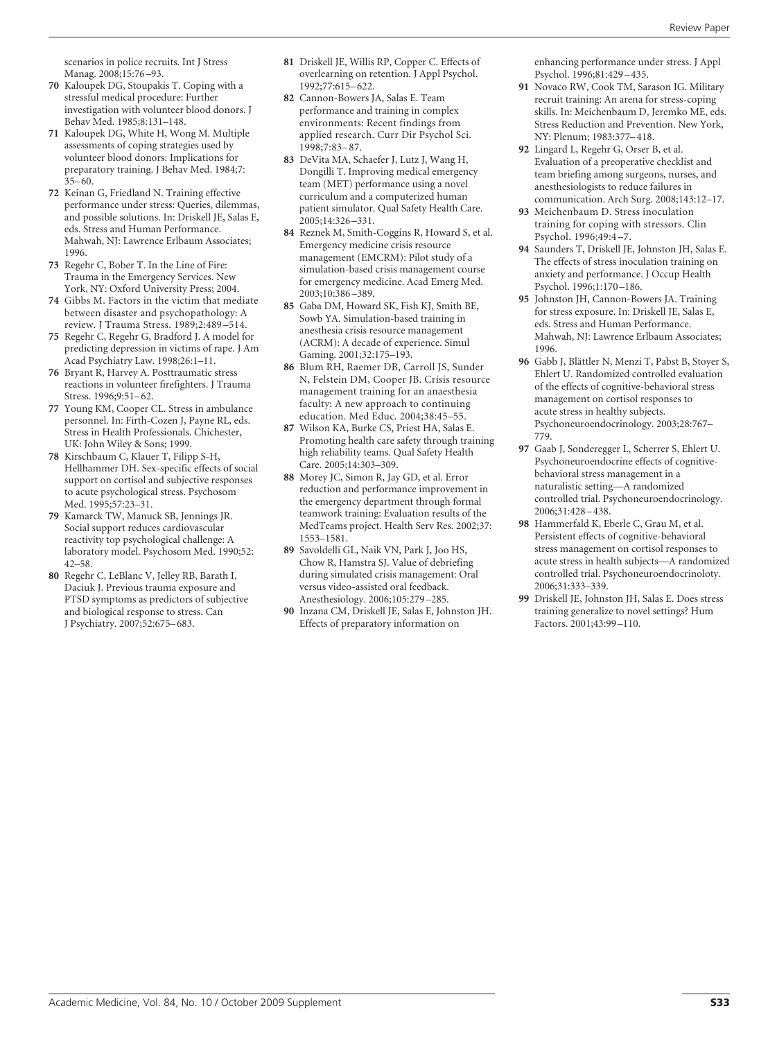scenarios in police recruits. Int J Stress Manag. 2008;15:76–93.

**70** Kaloupek DG, Stoupakis T. Coping with a stressful medical procedure: Further investigation with volunteer blood donors. J Behav Med. 1985;8:131–148.

**71** Kaloupek DG, White H, Wong M. Multiple assessments of coping strategies used by volunteer blood donors: Implications for preparatory training. J Behav Med. 1984;7: 35–60.

**72** Keinan G, Friedland N. Training effective performance under stress: Queries, dilemmas, and possible solutions. In: Driskell JE, Salas E, eds. Stress and Human Performance. Mahwah, NJ: Lawrence Erlbaum Associates; 1996.

**73** Regehr C, Bober T. In the Line of Fire: Trauma in the Emergency Services. New York, NY: Oxford University Press; 2004.

**74** Gibbs M. Factors in the victim that mediate between disaster and psychopathology: A review. J Trauma Stress. 1989;2:489–514.

**75** Regehr C, Regehr G, Bradford J. A model for predicting depression in victims of rape. J Am Acad Psychiatry Law. 1998;26:1–11.

**76** Bryant R, Harvey A. Posttraumatic stress reactions in volunteer firefighters. J Trauma Stress. 1996;9:51–62.

**77** Young KM, Cooper CL. Stress in ambulance personnel. In: Firth-Cozen J, Payne RL, eds. Stress in Health Professionals. Chichester, UK: John Wiley & Sons; 1999.

**78** Kirschbaum C, Klauer T, Filipp S-H, Hellhammer DH. Sex-specific effects of social support on cortisol and subjective responses to acute psychological stress. Psychosom Med. 1995;57:23–31.

**79** Kamarck TW, Manuck SB, Jennings JR. Social support reduces cardiovascular reactivity top psychological challenge: A laboratory model. Psychosom Med. 1990;52: 42–58.

**80** Regehr C, LeBlanc V, Jelley RB, Barath I, Daciuk J. Previous trauma exposure and PTSD symptoms as predictors of subjective and biological response to stress. Can J Psychiatry. 2007;52:675–683.

**81** Driskell JE, Willis RP, Copper C. Effects of overlearning on retention. J Appl Psychol. 1992;77:615–622.

**82** Cannon-Bowers JA, Salas E. Team performance and training in complex environments: Recent findings from applied research. Curr Dir Psychol Sci. 1998;7:83–87.

**83** DeVita MA, Schaefer J, Lutz J, Wang H, Dongilli T. Improving medical emergency team (MET) performance using a novel curriculum and a computerized human patient simulator. Qual Safety Health Care. 2005;14:326–331.

**84** Reznek M, Smith-Coggins R, Howard S, et al. Emergency medicine crisis resource management (EMCRM): Pilot study of a simulation-based crisis management course for emergency medicine. Acad Emerg Med. 2003;10:386–389.

**85** Gaba DM, Howard SK, Fish KJ, Smith BE, Sowb YA. Simulation-based training in anesthesia crisis resource management (ACRM): A decade of experience. Simul Gaming. 2001;32:175–193.

**86** Blum RH, Raemer DB, Carroll JS, Sunder N, Felstein DM, Cooper JB. Crisis resource management training for an anaesthesia faculty: A new approach to continuing education. Med Educ. 2004;38:45–55.

**87** Wilson KA, Burke CS, Priest HA, Salas E. Promoting health care safety through training high reliability teams. Qual Safety Health Care. 2005;14:303–309.

**88** Morey JC, Simon R, Jay GD, et al. Error reduction and performance improvement in the emergency department through formal teamwork training: Evaluation results of the MedTeams project. Health Serv Res. 2002;37: 1553–1581.

**89** Savoldelli GL, Naik VN, Park J, Joo HS, Chow R, Hamstra SJ. Value of debriefing during simulated crisis management: Oral versus video-assisted oral feedback. Anesthesiology. 2006;105:279–285.

**90** Inzana CM, Driskell JE, Salas E, Johnston JH. Effects of preparatory information on enhancing performance under stress. J Appl Psychol. 1996;81:429–435.

**91** Novaco RW, Cook TM, Sarason IG. Military recruit training: An arena for stress-coping skills. In: Meichenbaum D, Jeremko ME, eds. Stress Reduction and Prevention. New York, NY: Plenum; 1983:377–418.

**92** Lingard L, Regehr G, Orser B, et al. Evaluation of a preoperative checklist and team briefing among surgeons, nurses, and anesthesiologists to reduce failures in communication. Arch Surg. 2008;143:12–17.

**93** Meichenbaum D. Stress inoculation training for coping with stressors. Clin Psychol. 1996;49:4–7.

**94** Saunders T, Driskell JE, Johnston JH, Salas E. The effects of stress inoculation training on anxiety and performance. J Occup Health Psychol. 1996;1:170–186.

**95** Johnston JH, Cannon-Bowers JA. Training for stress exposure. In: Driskell JE, Salas E, eds. Stress and Human Performance. Mahwah, NJ: Lawrence Erlbaum Associates; 1996.

**96** Gabb J, Blättler N, Menzi T, Pabst B, Stoyer S, Ehlert U. Randomized controlled evaluation of the effects of cognitive-behavioral stress management on cortisol responses to acute stress in healthy subjects. Psychoneuroendocrinology. 2003;28:767–779.

**97** Gaab J, Sonderegger L, Scherrer S, Ehlert U. Psychoneuroendocrine effects of cognitive-behavioral stress management in a naturalistic setting—A randomized controlled trial. Psychoneuroendocrinology. 2006;31:428–438.

**98** Hammerfald K, Eberle C, Grau M, et al. Persistent effects of cognitive-behavioral stress management on cortisol responses to acute stress in health subjects—A randomized controlled trial. Psychoneuroendocrinoloty. 2006;31:333–339.

**99** Driskell JE, Johnston JH, Salas E. Does stress training generalize to novel settings? Hum Factors. 2001;43:99–110.